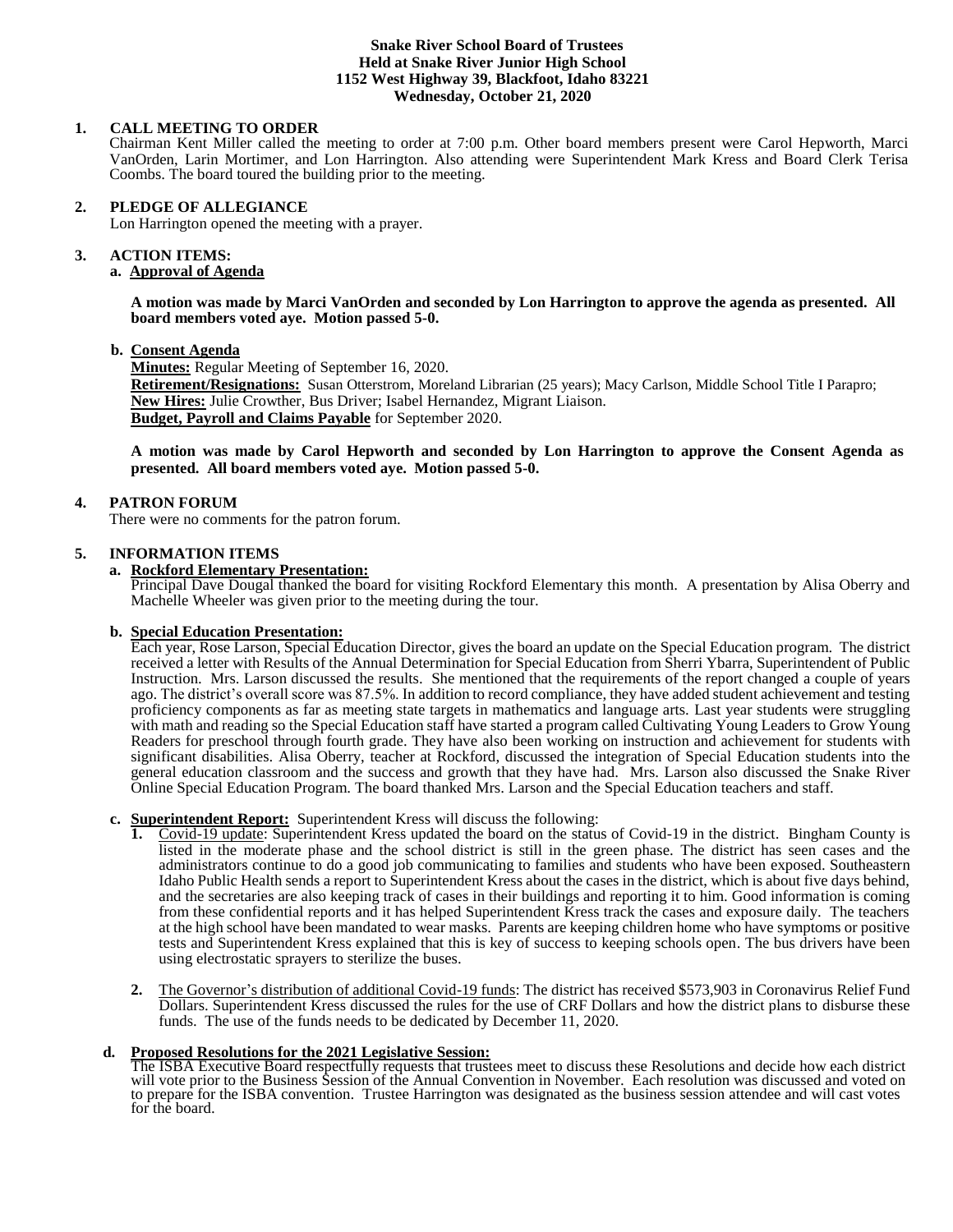**Snake River School Board of Trustees**
**Held at Snake River Junior High School**
**1152 West Highway 39, Blackfoot, Idaho 83221**
**Wednesday, October 21, 2020**

**1. CALL MEETING TO ORDER**

Chairman Kent Miller called the meeting to order at 7:00 p.m. Other board members present were Carol Hepworth, Marci VanOrden, Larin Mortimer, and Lon Harrington. Also attending were Superintendent Mark Kress and Board Clerk Terisa Coombs. The board toured the building prior to the meeting.

**2. PLEDGE OF ALLEGIANCE**

Lon Harrington opened the meeting with a prayer.

**3. ACTION ITEMS:**

**a. Approval of Agenda**

**A motion was made by Marci VanOrden and seconded by Lon Harrington to approve the agenda as presented. All board members voted aye. Motion passed 5-0.**

**b. Consent Agenda**

**Minutes:** Regular Meeting of September 16, 2020.
**Retirement/Resignations:** Susan Otterstrom, Moreland Librarian (25 years); Macy Carlson, Middle School Title I Parapro;
**New Hires:** Julie Crowther, Bus Driver; Isabel Hernandez, Migrant Liaison.
**Budget, Payroll and Claims Payable** for September 2020.

**A motion was made by Carol Hepworth and seconded by Lon Harrington to approve the Consent Agenda as presented. All board members voted aye. Motion passed 5-0.**

**4. PATRON FORUM**

There were no comments for the patron forum.

**5. INFORMATION ITEMS**

**a. Rockford Elementary Presentation:**

Principal Dave Dougal thanked the board for visiting Rockford Elementary this month. A presentation by Alisa Oberry and Machelle Wheeler was given prior to the meeting during the tour.

**b. Special Education Presentation:**

Each year, Rose Larson, Special Education Director, gives the board an update on the Special Education program. The district received a letter with Results of the Annual Determination for Special Education from Sherri Ybarra, Superintendent of Public Instruction. Mrs. Larson discussed the results. She mentioned that the requirements of the report changed a couple of years ago. The district's overall score was 87.5%. In addition to record compliance, they have added student achievement and testing proficiency components as far as meeting state targets in mathematics and language arts. Last year students were struggling with math and reading so the Special Education staff have started a program called Cultivating Young Leaders to Grow Young Readers for preschool through fourth grade. They have also been working on instruction and achievement for students with significant disabilities. Alisa Oberry, teacher at Rockford, discussed the integration of Special Education students into the general education classroom and the success and growth that they have had. Mrs. Larson also discussed the Snake River Online Special Education Program. The board thanked Mrs. Larson and the Special Education teachers and staff.

**c. Superintendent Report:** Superintendent Kress will discuss the following:

1. Covid-19 update: Superintendent Kress updated the board on the status of Covid-19 in the district. Bingham County is listed in the moderate phase and the school district is still in the green phase. The district has seen cases and the administrators continue to do a good job communicating to families and students who have been exposed. Southeastern Idaho Public Health sends a report to Superintendent Kress about the cases in the district, which is about five days behind, and the secretaries are also keeping track of cases in their buildings and reporting it to him. Good information is coming from these confidential reports and it has helped Superintendent Kress track the cases and exposure daily. The teachers at the high school have been mandated to wear masks. Parents are keeping children home who have symptoms or positive tests and Superintendent Kress explained that this is key of success to keeping schools open. The bus drivers have been using electrostatic sprayers to sterilize the buses.

2. The Governor's distribution of additional Covid-19 funds: The district has received $573,903 in Coronavirus Relief Fund Dollars. Superintendent Kress discussed the rules for the use of CRF Dollars and how the district plans to disburse these funds. The use of the funds needs to be dedicated by December 11, 2020.

**d. Proposed Resolutions for the 2021 Legislative Session:**

The ISBA Executive Board respectfully requests that trustees meet to discuss these Resolutions and decide how each district will vote prior to the Business Session of the Annual Convention in November. Each resolution was discussed and voted on to prepare for the ISBA convention. Trustee Harrington was designated as the business session attendee and will cast votes for the board.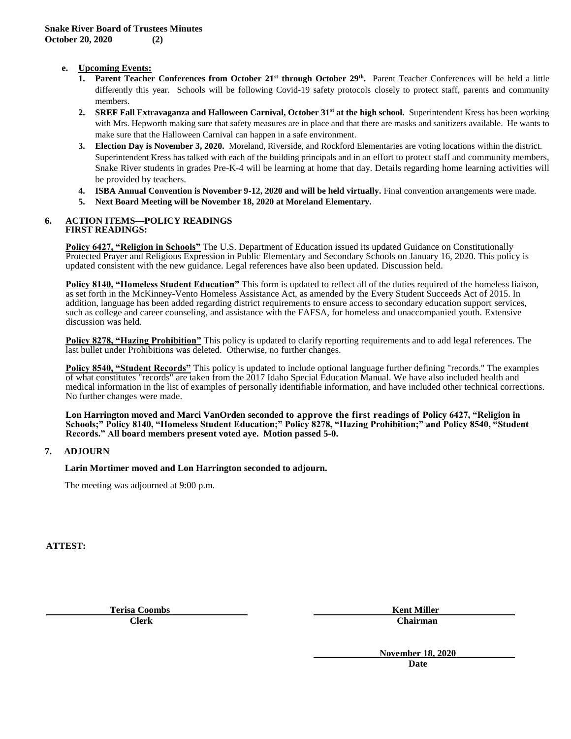**e. Upcoming Events:**

1. **Parent Teacher Conferences from October 21st through October 29th.** Parent Teacher Conferences will be held a little differently this year. Schools will be following Covid-19 safety protocols closely to protect staff, parents and community members.
2. **SREF Fall Extravaganza and Halloween Carnival, October 31st at the high school.** Superintendent Kress has been working with Mrs. Hepworth making sure that safety measures are in place and that there are masks and sanitizers available. He wants to make sure that the Halloween Carnival can happen in a safe environment.
3. **Election Day is November 3, 2020.** Moreland, Riverside, and Rockford Elementaries are voting locations within the district. Superintendent Kress has talked with each of the building principals and in an effort to protect staff and community members, Snake River students in grades Pre-K-4 will be learning at home that day. Details regarding home learning activities will be provided by teachers.
4. **ISBA Annual Convention is November 9-12, 2020 and will be held virtually.** Final convention arrangements were made.
5. **Next Board Meeting will be November 18, 2020 at Moreland Elementary.**

**6. ACTION ITEMS—POLICY READINGS**
**FIRST READINGS:**

**Policy 6427, "Religion in Schools"** The U.S. Department of Education issued its updated Guidance on Constitutionally Protected Prayer and Religious Expression in Public Elementary and Secondary Schools on January 16, 2020. This policy is updated consistent with the new guidance. Legal references have also been updated. Discussion held.

**Policy 8140, "Homeless Student Education"** This form is updated to reflect all of the duties required of the homeless liaison, as set forth in the McKinney-Vento Homeless Assistance Act, as amended by the Every Student Succeeds Act of 2015. In addition, language has been added regarding district requirements to ensure access to secondary education support services, such as college and career counseling, and assistance with the FAFSA, for homeless and unaccompanied youth. Extensive discussion was held.

**Policy 8278, "Hazing Prohibition"** This policy is updated to clarify reporting requirements and to add legal references. The last bullet under Prohibitions was deleted. Otherwise, no further changes.

**Policy 8540, "Student Records"** This policy is updated to include optional language further defining "records." The examples of what constitutes "records" are taken from the 2017 Idaho Special Education Manual. We have also included health and medical information in the list of examples of personally identifiable information, and have included other technical corrections. No further changes were made.

**Lon Harrington moved and Marci VanOrden seconded to approve the first readings of Policy 6427, "Religion in Schools;" Policy 8140, "Homeless Student Education;" Policy 8278, "Hazing Prohibition;" and Policy 8540, "Student Records." All board members present voted aye. Motion passed 5-0.**

**7. ADJOURN**

**Larin Mortimer moved and Lon Harrington seconded to adjourn.**

The meeting was adjourned at 9:00 p.m.

**ATTEST:**

**Terisa Coombs**
**Clerk**

**Kent Miller**
**Chairman**

**November 18, 2020**
**Date**